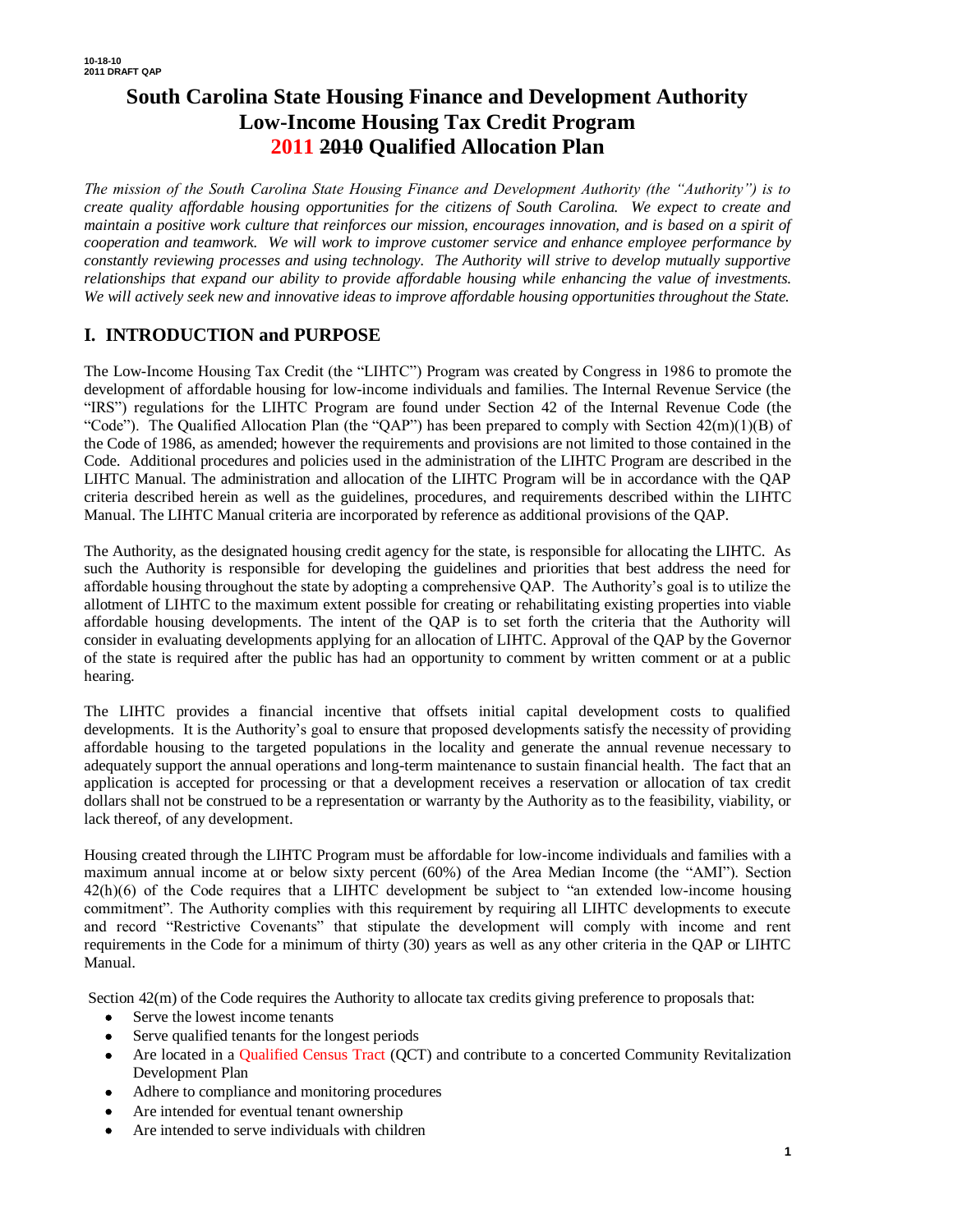10-18-10
2011 DRAFT QAP

# South Carolina State Housing Finance and Development Authority Low-Income Housing Tax Credit Program 2011 ~~2010~~ Qualified Allocation Plan

*The mission of the South Carolina State Housing Finance and Development Authority (the "Authority") is to create quality affordable housing opportunities for the citizens of South Carolina. We expect to create and maintain a positive work culture that reinforces our mission, encourages innovation, and is based on a spirit of cooperation and teamwork. We will work to improve customer service and enhance employee performance by constantly reviewing processes and using technology. The Authority will strive to develop mutually supportive relationships that expand our ability to provide affordable housing while enhancing the value of investments. We will actively seek new and innovative ideas to improve affordable housing opportunities throughout the State.*

## I. INTRODUCTION and PURPOSE

The Low-Income Housing Tax Credit (the "LIHTC") Program was created by Congress in 1986 to promote the development of affordable housing for low-income individuals and families. The Internal Revenue Service (the "IRS") regulations for the LIHTC Program are found under Section 42 of the Internal Revenue Code (the "Code"). The Qualified Allocation Plan (the "QAP") has been prepared to comply with Section 42(m)(1)(B) of the Code of 1986, as amended; however the requirements and provisions are not limited to those contained in the Code. Additional procedures and policies used in the administration of the LIHTC Program are described in the LIHTC Manual. The administration and allocation of the LIHTC Program will be in accordance with the QAP criteria described herein as well as the guidelines, procedures, and requirements described within the LIHTC Manual. The LIHTC Manual criteria are incorporated by reference as additional provisions of the QAP.

The Authority, as the designated housing credit agency for the state, is responsible for allocating the LIHTC. As such the Authority is responsible for developing the guidelines and priorities that best address the need for affordable housing throughout the state by adopting a comprehensive QAP. The Authority's goal is to utilize the allotment of LIHTC to the maximum extent possible for creating or rehabilitating existing properties into viable affordable housing developments. The intent of the QAP is to set forth the criteria that the Authority will consider in evaluating developments applying for an allocation of LIHTC. Approval of the QAP by the Governor of the state is required after the public has had an opportunity to comment by written comment or at a public hearing.

The LIHTC provides a financial incentive that offsets initial capital development costs to qualified developments. It is the Authority's goal to ensure that proposed developments satisfy the necessity of providing affordable housing to the targeted populations in the locality and generate the annual revenue necessary to adequately support the annual operations and long-term maintenance to sustain financial health. The fact that an application is accepted for processing or that a development receives a reservation or allocation of tax credit dollars shall not be construed to be a representation or warranty by the Authority as to the feasibility, viability, or lack thereof, of any development.

Housing created through the LIHTC Program must be affordable for low-income individuals and families with a maximum annual income at or below sixty percent (60%) of the Area Median Income (the "AMI"). Section 42(h)(6) of the Code requires that a LIHTC development be subject to "an extended low-income housing commitment". The Authority complies with this requirement by requiring all LIHTC developments to execute and record "Restrictive Covenants" that stipulate the development will comply with income and rent requirements in the Code for a minimum of thirty (30) years as well as any other criteria in the QAP or LIHTC Manual.

Section 42(m) of the Code requires the Authority to allocate tax credits giving preference to proposals that:

- Serve the lowest income tenants
- Serve qualified tenants for the longest periods
- Are located in a Qualified Census Tract (QCT) and contribute to a concerted Community Revitalization Development Plan
- Adhere to compliance and monitoring procedures
- Are intended for eventual tenant ownership
- Are intended to serve individuals with children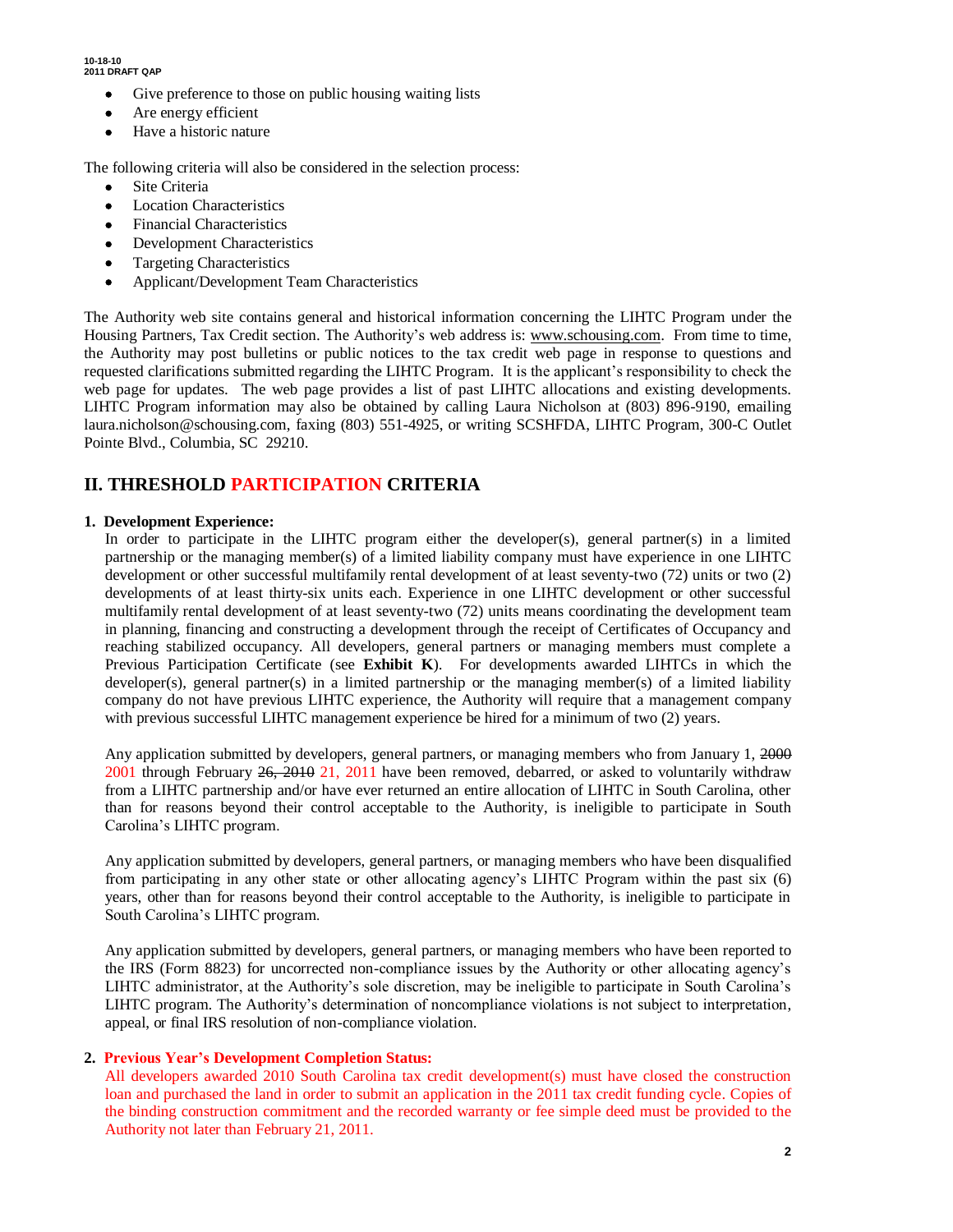- Give preference to those on public housing waiting lists
- Are energy efficient
- Have a historic nature

The following criteria will also be considered in the selection process:

- Site Criteria
- Location Characteristics
- Financial Characteristics
- Development Characteristics
- Targeting Characteristics
- Applicant/Development Team Characteristics

The Authority web site contains general and historical information concerning the LIHTC Program under the Housing Partners, Tax Credit section. The Authority's web address is: www.schousing.com. From time to time, the Authority may post bulletins or public notices to the tax credit web page in response to questions and requested clarifications submitted regarding the LIHTC Program. It is the applicant's responsibility to check the web page for updates. The web page provides a list of past LIHTC allocations and existing developments. LIHTC Program information may also be obtained by calling Laura Nicholson at (803) 896-9190, emailing laura.nicholson@schousing.com, faxing (803) 551-4925, or writing SCSHFDA, LIHTC Program, 300-C Outlet Pointe Blvd., Columbia, SC 29210.

## II. THRESHOLD PARTICIPATION CRITERIA

**1. Development Experience:**

In order to participate in the LIHTC program either the developer(s), general partner(s) in a limited partnership or the managing member(s) of a limited liability company must have experience in one LIHTC development or other successful multifamily rental development of at least seventy-two (72) units or two (2) developments of at least thirty-six units each. Experience in one LIHTC development or other successful multifamily rental development of at least seventy-two (72) units means coordinating the development team in planning, financing and constructing a development through the receipt of Certificates of Occupancy and reaching stabilized occupancy. All developers, general partners or managing members must complete a Previous Participation Certificate (see **Exhibit K**). For developments awarded LIHTCs in which the developer(s), general partner(s) in a limited partnership or the managing member(s) of a limited liability company do not have previous LIHTC experience, the Authority will require that a management company with previous successful LIHTC management experience be hired for a minimum of two (2) years.

Any application submitted by developers, general partners, or managing members who from January 1, ~~2000~~ 2001 through February ~~26, 2010~~ 21, 2011 have been removed, debarred, or asked to voluntarily withdraw from a LIHTC partnership and/or have ever returned an entire allocation of LIHTC in South Carolina, other than for reasons beyond their control acceptable to the Authority, is ineligible to participate in South Carolina's LIHTC program.

Any application submitted by developers, general partners, or managing members who have been disqualified from participating in any other state or other allocating agency's LIHTC Program within the past six (6) years, other than for reasons beyond their control acceptable to the Authority, is ineligible to participate in South Carolina's LIHTC program.

Any application submitted by developers, general partners, or managing members who have been reported to the IRS (Form 8823) for uncorrected non-compliance issues by the Authority or other allocating agency's LIHTC administrator, at the Authority's sole discretion, may be ineligible to participate in South Carolina's LIHTC program. The Authority's determination of noncompliance violations is not subject to interpretation, appeal, or final IRS resolution of non-compliance violation.

**2. Previous Year's Development Completion Status:**

All developers awarded 2010 South Carolina tax credit development(s) must have closed the construction loan and purchased the land in order to submit an application in the 2011 tax credit funding cycle. Copies of the binding construction commitment and the recorded warranty or fee simple deed must be provided to the Authority not later than February 21, 2011.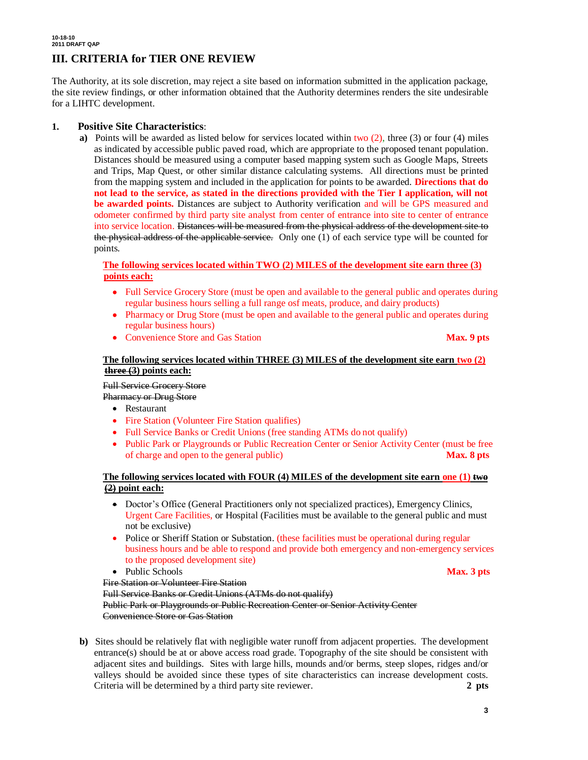# III. CRITERIA for TIER ONE REVIEW

The Authority, at its sole discretion, may reject a site based on information submitted in the application package, the site review findings, or other information obtained that the Authority determines renders the site undesirable for a LIHTC development.

## 1. Positive Site Characteristics:

**a)** Points will be awarded as listed below for services located within two (2), three (3) or four (4) miles as indicated by accessible public paved road, which are appropriate to the proposed tenant population. Distances should be measured using a computer based mapping system such as Google Maps, Streets and Trips, Map Quest, or other similar distance calculating systems. All directions must be printed from the mapping system and included in the application for points to be awarded. **Directions that do not lead to the service, as stated in the directions provided with the Tier I application, will not be awarded points.** Distances are subject to Authority verification and will be GPS measured and odometer confirmed by third party site analyst from center of entrance into site to center of entrance into service location. ~~Distances will be measured from the physical address of the development site to the physical address of the applicable service.~~ Only one (1) of each service type will be counted for points.

**The following services located within TWO (2) MILES of the development site earn three (3) points each:**

- Full Service Grocery Store (must be open and available to the general public and operates during regular business hours selling a full range osf meats, produce, and dairy products)
- Pharmacy or Drug Store (must be open and available to the general public and operates during regular business hours)
- Convenience Store and Gas Station **Max. 9 pts**

**The following services located within THREE (3) MILES of the development site earn two (2) ~~three (3)~~ points each:**

~~Full Service Grocery Store~~
~~Pharmacy or Drug Store~~

- Restaurant
- Fire Station (Volunteer Fire Station qualifies)
- Full Service Banks or Credit Unions (free standing ATMs do not qualify)
- Public Park or Playgrounds or Public Recreation Center or Senior Activity Center (must be free of charge and open to the general public) **Max. 8 pts**

**The following services located with FOUR (4) MILES of the development site earn one (1) ~~two (2)~~ point each:**

- Doctor's Office (General Practitioners only not specialized practices), Emergency Clinics, Urgent Care Facilities, or Hospital (Facilities must be available to the general public and must not be exclusive)
- Police or Sheriff Station or Substation. (these facilities must be operational during regular business hours and be able to respond and provide both emergency and non-emergency services to the proposed development site)
- Public Schools **Max. 3 pts**

~~Fire Station or Volunteer Fire Station~~
~~Full Service Banks or Credit Unions (ATMs do not qualify)~~
~~Public Park or Playgrounds or Public Recreation Center or Senior Activity Center~~
~~Convenience Store or Gas Station~~

**b)** Sites should be relatively flat with negligible water runoff from adjacent properties. The development entrance(s) should be at or above access road grade. Topography of the site should be consistent with adjacent sites and buildings. Sites with large hills, mounds and/or berms, steep slopes, ridges and/or valleys should be avoided since these types of site characteristics can increase development costs. Criteria will be determined by a third party site reviewer. **2 pts**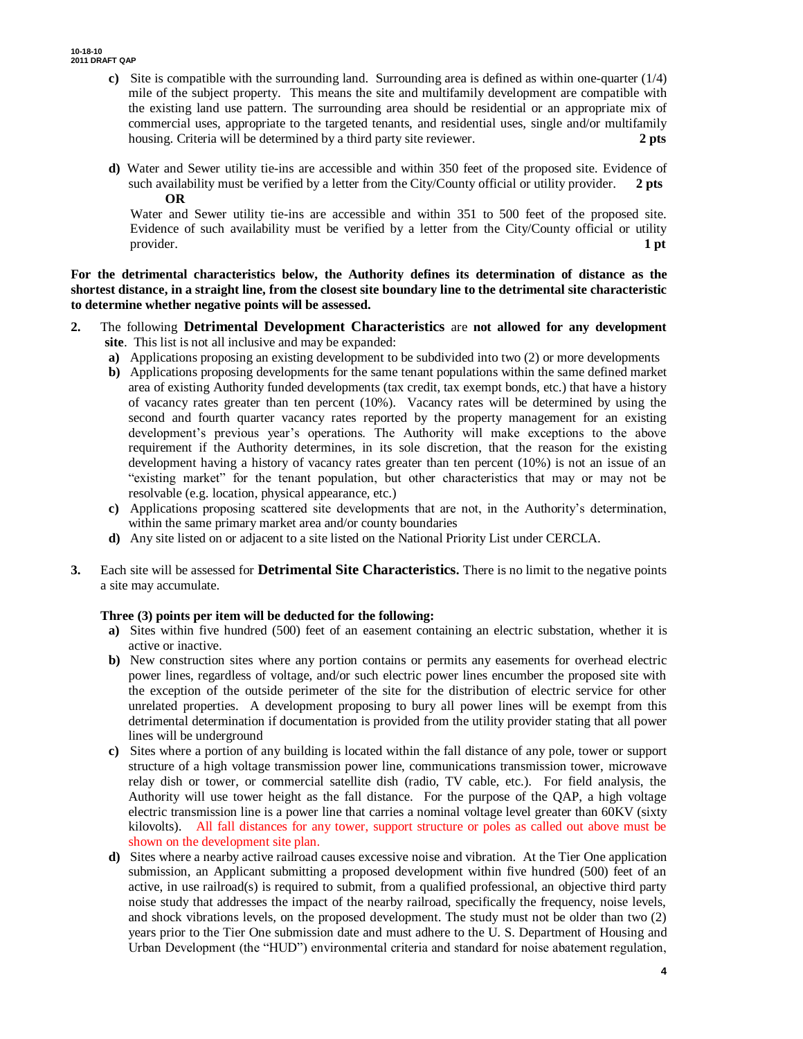- **c)** Site is compatible with the surrounding land. Surrounding area is defined as within one-quarter (1/4) mile of the subject property. This means the site and multifamily development are compatible with the existing land use pattern. The surrounding area should be residential or an appropriate mix of commercial uses, appropriate to the targeted tenants, and residential uses, single and/or multifamily housing. Criteria will be determined by a third party site reviewer. **2 pts**

- **d)** Water and Sewer utility tie-ins are accessible and within 350 feet of the proposed site. Evidence of such availability must be verified by a letter from the City/County official or utility provider. **2 pts**

  **OR**

  Water and Sewer utility tie-ins are accessible and within 351 to 500 feet of the proposed site. Evidence of such availability must be verified by a letter from the City/County official or utility provider. **1 pt**

**For the detrimental characteristics below, the Authority defines its determination of distance as the shortest distance, in a straight line, from the closest site boundary line to the detrimental site characteristic to determine whether negative points will be assessed.**

2. The following **Detrimental Development Characteristics** are **not allowed for any development site**. This list is not all inclusive and may be expanded:
   - **a)** Applications proposing an existing development to be subdivided into two (2) or more developments
   - **b)** Applications proposing developments for the same tenant populations within the same defined market area of existing Authority funded developments (tax credit, tax exempt bonds, etc.) that have a history of vacancy rates greater than ten percent (10%). Vacancy rates will be determined by using the second and fourth quarter vacancy rates reported by the property management for an existing development's previous year's operations. The Authority will make exceptions to the above requirement if the Authority determines, in its sole discretion, that the reason for the existing development having a history of vacancy rates greater than ten percent (10%) is not an issue of an "existing market" for the tenant population, but other characteristics that may or may not be resolvable (e.g. location, physical appearance, etc.)
   - **c)** Applications proposing scattered site developments that are not, in the Authority's determination, within the same primary market area and/or county boundaries
   - **d)** Any site listed on or adjacent to a site listed on the National Priority List under CERCLA.

3. Each site will be assessed for **Detrimental Site Characteristics.** There is no limit to the negative points a site may accumulate.

   **Three (3) points per item will be deducted for the following:**
   - **a)** Sites within five hundred (500) feet of an easement containing an electric substation, whether it is active or inactive.
   - **b)** New construction sites where any portion contains or permits any easements for overhead electric power lines, regardless of voltage, and/or such electric power lines encumber the proposed site with the exception of the outside perimeter of the site for the distribution of electric service for other unrelated properties. A development proposing to bury all power lines will be exempt from this detrimental determination if documentation is provided from the utility provider stating that all power lines will be underground
   - **c)** Sites where a portion of any building is located within the fall distance of any pole, tower or support structure of a high voltage transmission power line, communications transmission tower, microwave relay dish or tower, or commercial satellite dish (radio, TV cable, etc.). For field analysis, the Authority will use tower height as the fall distance. For the purpose of the QAP, a high voltage electric transmission line is a power line that carries a nominal voltage level greater than 60KV (sixty kilovolts). All fall distances for any tower, support structure or poles as called out above must be shown on the development site plan.
   - **d)** Sites where a nearby active railroad causes excessive noise and vibration. At the Tier One application submission, an Applicant submitting a proposed development within five hundred (500) feet of an active, in use railroad(s) is required to submit, from a qualified professional, an objective third party noise study that addresses the impact of the nearby railroad, specifically the frequency, noise levels, and shock vibrations levels, on the proposed development. The study must not be older than two (2) years prior to the Tier One submission date and must adhere to the U. S. Department of Housing and Urban Development (the "HUD") environmental criteria and standard for noise abatement regulation,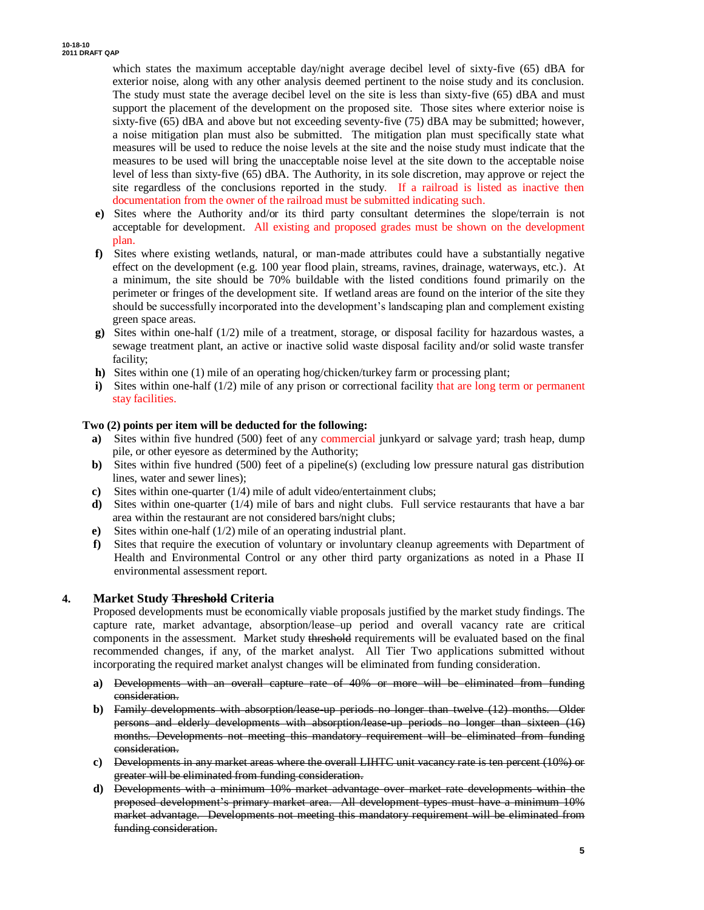which states the maximum acceptable day/night average decibel level of sixty-five (65) dBA for exterior noise, along with any other analysis deemed pertinent to the noise study and its conclusion. The study must state the average decibel level on the site is less than sixty-five (65) dBA and must support the placement of the development on the proposed site. Those sites where exterior noise is sixty-five (65) dBA and above but not exceeding seventy-five (75) dBA may be submitted; however, a noise mitigation plan must also be submitted. The mitigation plan must specifically state what measures will be used to reduce the noise levels at the site and the noise study must indicate that the measures to be used will bring the unacceptable noise level at the site down to the acceptable noise level of less than sixty-five (65) dBA. The Authority, in its sole discretion, may approve or reject the site regardless of the conclusions reported in the study. If a railroad is listed as inactive then documentation from the owner of the railroad must be submitted indicating such.

**e)** Sites where the Authority and/or its third party consultant determines the slope/terrain is not acceptable for development. All existing and proposed grades must be shown on the development plan.

**f)** Sites where existing wetlands, natural, or man-made attributes could have a substantially negative effect on the development (e.g. 100 year flood plain, streams, ravines, drainage, waterways, etc.). At a minimum, the site should be 70% buildable with the listed conditions found primarily on the perimeter or fringes of the development site. If wetland areas are found on the interior of the site they should be successfully incorporated into the development's landscaping plan and complement existing green space areas.

**g)** Sites within one-half (1/2) mile of a treatment, storage, or disposal facility for hazardous wastes, a sewage treatment plant, an active or inactive solid waste disposal facility and/or solid waste transfer facility;

**h)** Sites within one (1) mile of an operating hog/chicken/turkey farm or processing plant;

**i)** Sites within one-half (1/2) mile of any prison or correctional facility that are long term or permanent stay facilities.

**Two (2) points per item will be deducted for the following:**

**a)** Sites within five hundred (500) feet of any commercial junkyard or salvage yard; trash heap, dump pile, or other eyesore as determined by the Authority;

**b)** Sites within five hundred (500) feet of a pipeline(s) (excluding low pressure natural gas distribution lines, water and sewer lines);

**c)** Sites within one-quarter (1/4) mile of adult video/entertainment clubs;

**d)** Sites within one-quarter (1/4) mile of bars and night clubs. Full service restaurants that have a bar area within the restaurant are not considered bars/night clubs;

**e)** Sites within one-half (1/2) mile of an operating industrial plant.

**f)** Sites that require the execution of voluntary or involuntary cleanup agreements with Department of Health and Environmental Control or any other third party organizations as noted in a Phase II environmental assessment report.

## 4. Market Study ~~Threshold~~ Criteria

Proposed developments must be economically viable proposals justified by the market study findings. The capture rate, market advantage, absorption/lease–up period and overall vacancy rate are critical components in the assessment. Market study ~~threshold~~ requirements will be evaluated based on the final recommended changes, if any, of the market analyst. All Tier Two applications submitted without incorporating the required market analyst changes will be eliminated from funding consideration.

**a)** ~~Developments with an overall capture rate of 40% or more will be eliminated from funding consideration.~~

**b)** ~~Family developments with absorption/lease-up periods no longer than twelve (12) months. Older persons and elderly developments with absorption/lease-up periods no longer than sixteen (16) months. Developments not meeting this mandatory requirement will be eliminated from funding consideration.~~

**c)** ~~Developments in any market areas where the overall LIHTC unit vacancy rate is ten percent (10%) or greater will be eliminated from funding consideration.~~

**d)** ~~Developments with a minimum 10% market advantage over market rate developments within the proposed development's primary market area. All development types must have a minimum 10% market advantage. Developments not meeting this mandatory requirement will be eliminated from funding consideration.~~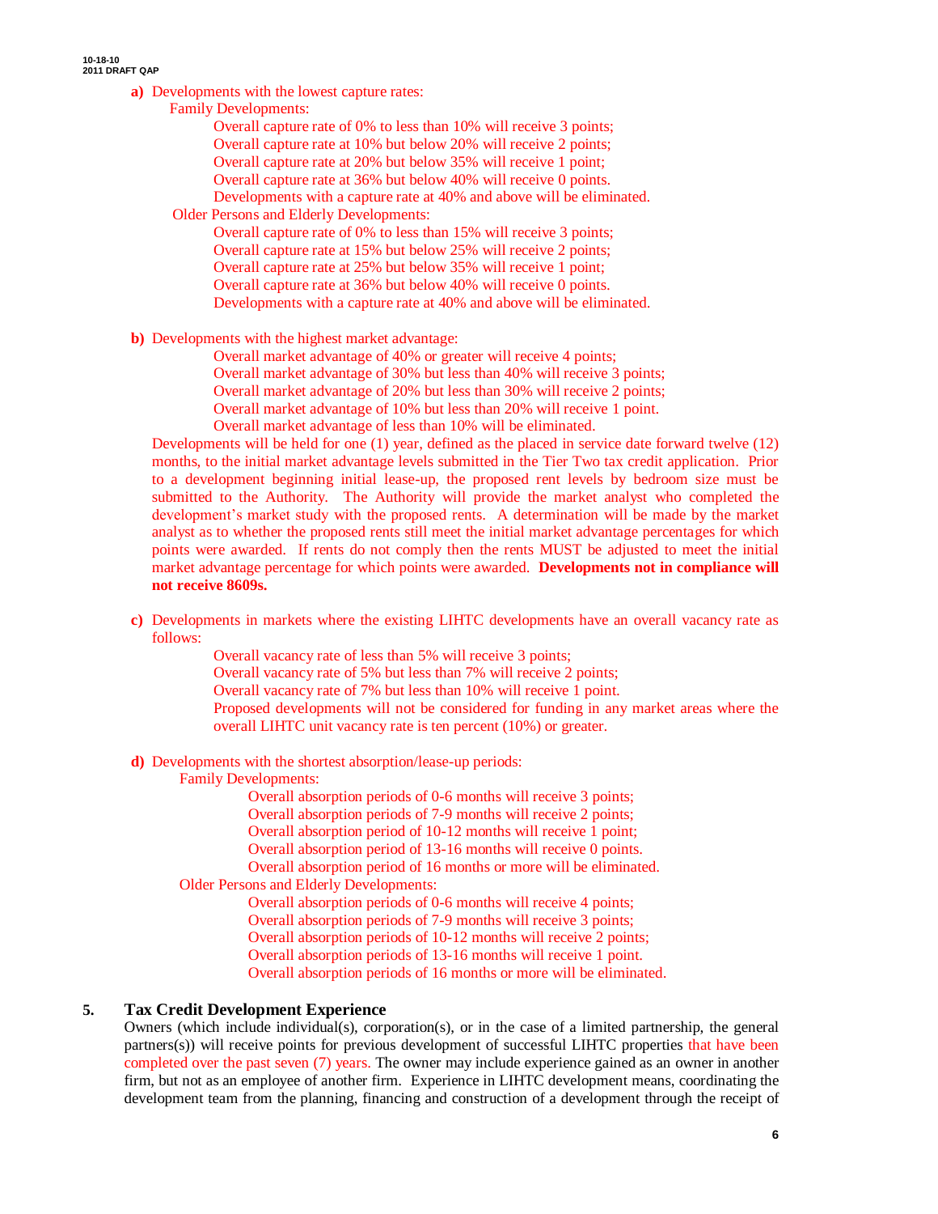**a)** Developments with the lowest capture rates:

Family Developments:

Overall capture rate of 0% to less than 10% will receive 3 points;
Overall capture rate at 10% but below 20% will receive 2 points;
Overall capture rate at 20% but below 35% will receive 1 point;
Overall capture rate at 36% but below 40% will receive 0 points.
Developments with a capture rate at 40% and above will be eliminated.

Older Persons and Elderly Developments:

Overall capture rate of 0% to less than 15% will receive 3 points;
Overall capture rate at 15% but below 25% will receive 2 points;
Overall capture rate at 25% but below 35% will receive 1 point;
Overall capture rate at 36% but below 40% will receive 0 points.
Developments with a capture rate at 40% and above will be eliminated.

**b)** Developments with the highest market advantage:

Overall market advantage of 40% or greater will receive 4 points;
Overall market advantage of 30% but less than 40% will receive 3 points;
Overall market advantage of 20% but less than 30% will receive 2 points;
Overall market advantage of 10% but less than 20% will receive 1 point.
Overall market advantage of less than 10% will be eliminated.

Developments will be held for one (1) year, defined as the placed in service date forward twelve (12) months, to the initial market advantage levels submitted in the Tier Two tax credit application. Prior to a development beginning initial lease-up, the proposed rent levels by bedroom size must be submitted to the Authority. The Authority will provide the market analyst who completed the development's market study with the proposed rents. A determination will be made by the market analyst as to whether the proposed rents still meet the initial market advantage percentages for which points were awarded. If rents do not comply then the rents MUST be adjusted to meet the initial market advantage percentage for which points were awarded. **Developments not in compliance will not receive 8609s.**

**c)** Developments in markets where the existing LIHTC developments have an overall vacancy rate as follows:

Overall vacancy rate of less than 5% will receive 3 points;
Overall vacancy rate of 5% but less than 7% will receive 2 points;
Overall vacancy rate of 7% but less than 10% will receive 1 point.
Proposed developments will not be considered for funding in any market areas where the overall LIHTC unit vacancy rate is ten percent (10%) or greater.

**d)** Developments with the shortest absorption/lease-up periods:

Family Developments:

Overall absorption periods of 0-6 months will receive 3 points;
Overall absorption periods of 7-9 months will receive 2 points;
Overall absorption period of 10-12 months will receive 1 point;
Overall absorption period of 13-16 months will receive 0 points.
Overall absorption period of 16 months or more will be eliminated.

Older Persons and Elderly Developments:

Overall absorption periods of 0-6 months will receive 4 points;
Overall absorption periods of 7-9 months will receive 3 points;
Overall absorption periods of 10-12 months will receive 2 points;
Overall absorption periods of 13-16 months will receive 1 point.
Overall absorption periods of 16 months or more will be eliminated.

## 5. Tax Credit Development Experience

Owners (which include individual(s), corporation(s), or in the case of a limited partnership, the general partners(s)) will receive points for previous development of successful LIHTC properties that have been completed over the past seven (7) years. The owner may include experience gained as an owner in another firm, but not as an employee of another firm. Experience in LIHTC development means, coordinating the development team from the planning, financing and construction of a development through the receipt of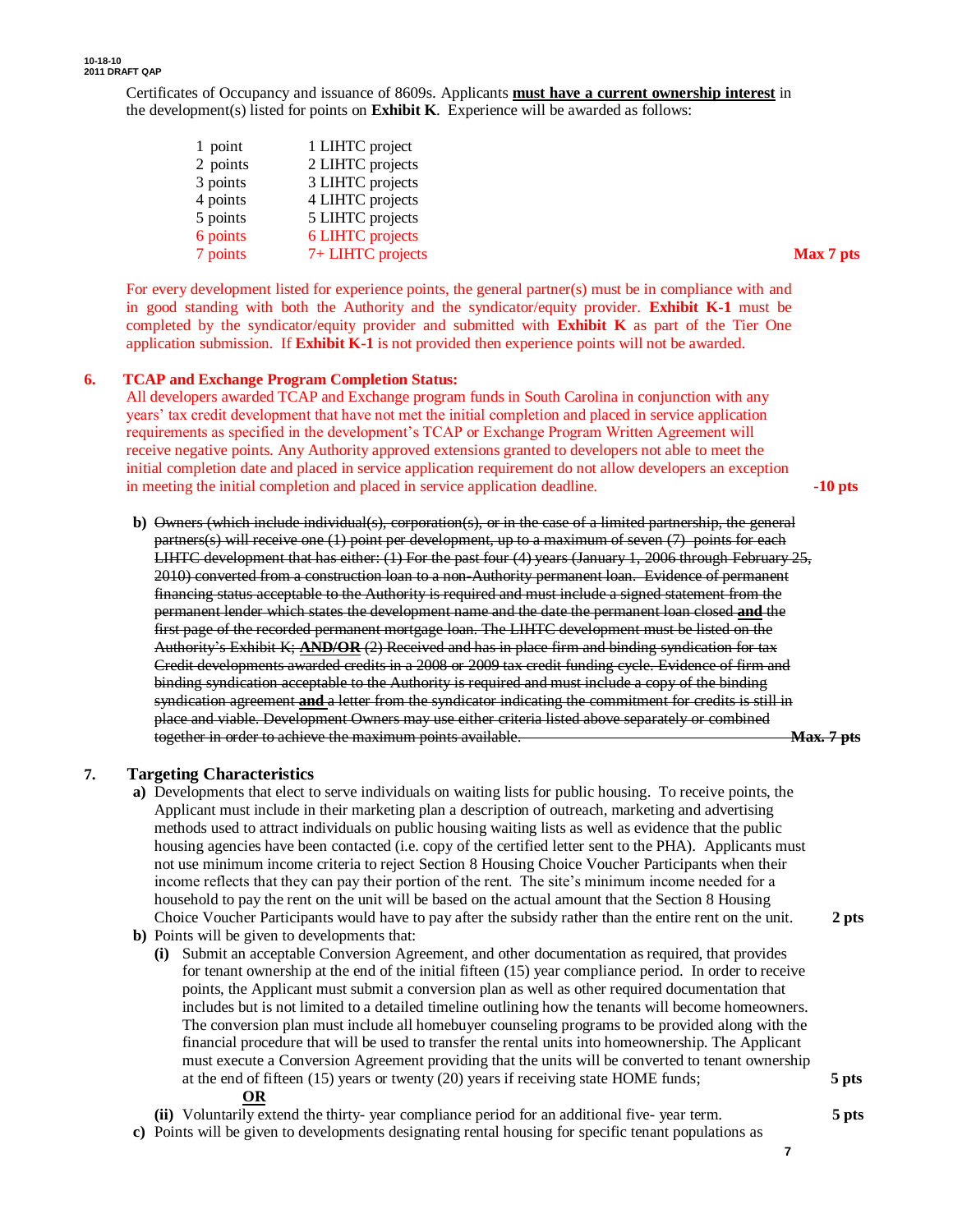Certificates of Occupancy and issuance of 8609s. Applicants **must have a current ownership interest** in the development(s) listed for points on **Exhibit K**. Experience will be awarded as follows:

| | | |
|---|---|---|
| 1 point | 1 LIHTC project | |
| 2 points | 2 LIHTC projects | |
| 3 points | 3 LIHTC projects | |
| 4 points | 4 LIHTC projects | |
| 5 points | 5 LIHTC projects | |
| 6 points | 6 LIHTC projects | |
| 7 points | 7+ LIHTC projects | **Max 7 pts** |

For every development listed for experience points, the general partner(s) must be in compliance with and in good standing with both the Authority and the syndicator/equity provider. **Exhibit K-1** must be completed by the syndicator/equity provider and submitted with **Exhibit K** as part of the Tier One application submission. If **Exhibit K-1** is not provided then experience points will not be awarded.

**6. TCAP and Exchange Program Completion Status:**

All developers awarded TCAP and Exchange program funds in South Carolina in conjunction with any years' tax credit development that have not met the initial completion and placed in service application requirements as specified in the development's TCAP or Exchange Program Written Agreement will receive negative points. Any Authority approved extensions granted to developers not able to meet the initial completion date and placed in service application requirement do not allow developers an exception in meeting the initial completion and placed in service application deadline. **-10 pts**

**b)** ~~Owners (which include individual(s), corporation(s), or in the case of a limited partnership, the general partners(s) will receive one (1) point per development, up to a maximum of seven (7) points for each LIHTC development that has either: (1) For the past four (4) years (January 1, 2006 through February 25, 2010) converted from a construction loan to a non-Authority permanent loan. Evidence of permanent financing status acceptable to the Authority is required and must include a signed statement from the permanent lender which states the development name and the date the permanent loan closed **and** the first page of the recorded permanent mortgage loan. The LIHTC development must be listed on the Authority's Exhibit K; **AND/OR** (2) Received and has in place firm and binding syndication for tax Credit developments awarded credits in a 2008 or 2009 tax credit funding cycle. Evidence of firm and binding syndication acceptable to the Authority is required and must include a copy of the binding syndication agreement **and** a letter from the syndicator indicating the commitment for credits is still in place and viable. Development Owners may use either criteria listed above separately or combined together in order to achieve the maximum points available. **Max. 7 pts**~~

**7. Targeting Characteristics**

**a)** Developments that elect to serve individuals on waiting lists for public housing. To receive points, the Applicant must include in their marketing plan a description of outreach, marketing and advertising methods used to attract individuals on public housing waiting lists as well as evidence that the public housing agencies have been contacted (i.e. copy of the certified letter sent to the PHA). Applicants must not use minimum income criteria to reject Section 8 Housing Choice Voucher Participants when their income reflects that they can pay their portion of the rent. The site's minimum income needed for a household to pay the rent on the unit will be based on the actual amount that the Section 8 Housing Choice Voucher Participants would have to pay after the subsidy rather than the entire rent on the unit. **2 pts**

**b)** Points will be given to developments that:

**(i)** Submit an acceptable Conversion Agreement, and other documentation as required, that provides for tenant ownership at the end of the initial fifteen (15) year compliance period. In order to receive points, the Applicant must submit a conversion plan as well as other required documentation that includes but is not limited to a detailed timeline outlining how the tenants will become homeowners. The conversion plan must include all homebuyer counseling programs to be provided along with the financial procedure that will be used to transfer the rental units into homeownership. The Applicant must execute a Conversion Agreement providing that the units will be converted to tenant ownership at the end of fifteen (15) years or twenty (20) years if receiving state HOME funds; **5 pts**

**OR**

**(ii)** Voluntarily extend the thirty- year compliance period for an additional five- year term. **5 pts**

**c)** Points will be given to developments designating rental housing for specific tenant populations as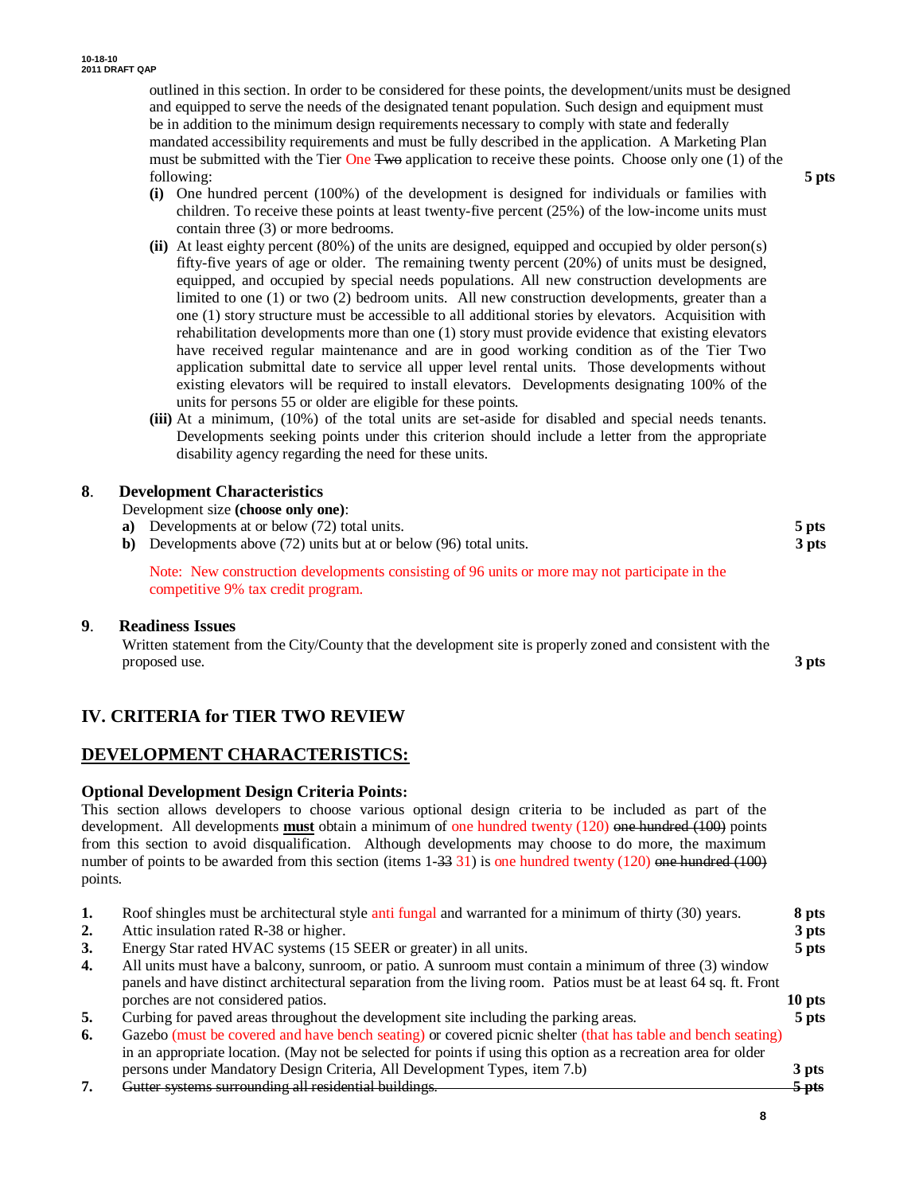outlined in this section. In order to be considered for these points, the development/units must be designed and equipped to serve the needs of the designated tenant population. Such design and equipment must be in addition to the minimum design requirements necessary to comply with state and federally mandated accessibility requirements and must be fully described in the application. A Marketing Plan must be submitted with the Tier One ~~Two~~ application to receive these points. Choose only one (1) of the following: **5 pts**

- **(i)** One hundred percent (100%) of the development is designed for individuals or families with children. To receive these points at least twenty-five percent (25%) of the low-income units must contain three (3) or more bedrooms.
- **(ii)** At least eighty percent (80%) of the units are designed, equipped and occupied by older person(s) fifty-five years of age or older. The remaining twenty percent (20%) of units must be designed, equipped, and occupied by special needs populations. All new construction developments are limited to one (1) or two (2) bedroom units. All new construction developments, greater than a one (1) story structure must be accessible to all additional stories by elevators. Acquisition with rehabilitation developments more than one (1) story must provide evidence that existing elevators have received regular maintenance and are in good working condition as of the Tier Two application submittal date to service all upper level rental units. Those developments without existing elevators will be required to install elevators. Developments designating 100% of the units for persons 55 or older are eligible for these points.
- **(iii)** At a minimum, (10%) of the total units are set-aside for disabled and special needs tenants. Developments seeking points under this criterion should include a letter from the appropriate disability agency regarding the need for these units.

**8. Development Characteristics**

Development size **(choose only one)**:

- **a)** Developments at or below (72) total units. **5 pts**
- **b)** Developments above (72) units but at or below (96) total units. **3 pts**

Note: New construction developments consisting of 96 units or more may not participate in the competitive 9% tax credit program.

**9. Readiness Issues**

Written statement from the City/County that the development site is properly zoned and consistent with the proposed use. **3 pts**

## IV. CRITERIA for TIER TWO REVIEW

## DEVELOPMENT CHARACTERISTICS:

### Optional Development Design Criteria Points:

This section allows developers to choose various optional design criteria to be included as part of the development. All developments **must** obtain a minimum of one hundred twenty (120) ~~one hundred (100)~~ points from this section to avoid disqualification. Although developments may choose to do more, the maximum number of points to be awarded from this section (items 1-~~33~~ 31) is one hundred twenty (120) ~~one hundred (100)~~ points.

1. Roof shingles must be architectural style anti fungal and warranted for a minimum of thirty (30) years. **8 pts**
2. Attic insulation rated R-38 or higher. **3 pts**
3. Energy Star rated HVAC systems (15 SEER or greater) in all units. **5 pts**
4. All units must have a balcony, sunroom, or patio. A sunroom must contain a minimum of three (3) window panels and have distinct architectural separation from the living room. Patios must be at least 64 sq. ft. Front porches are not considered patios. **10 pts**
5. Curbing for paved areas throughout the development site including the parking areas. **5 pts**
6. Gazebo (must be covered and have bench seating) or covered picnic shelter (that has table and bench seating) in an appropriate location. (May not be selected for points if using this option as a recreation area for older persons under Mandatory Design Criteria, All Development Types, item 7.b) **3 pts**
7. ~~Gutter systems surrounding all residential buildings. 5 pts~~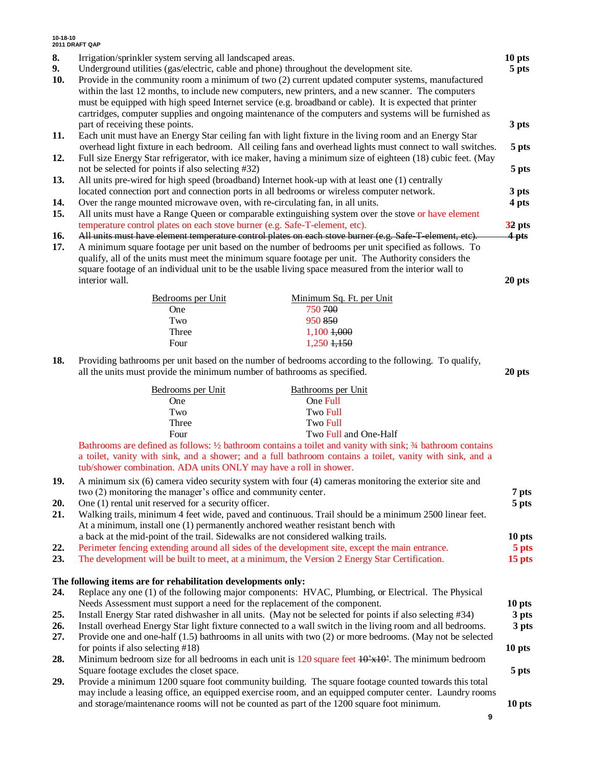8. Irrigation/sprinkler system serving all landscaped areas. **10 pts**
9. Underground utilities (gas/electric, cable and phone) throughout the development site. **5 pts**
10. Provide in the community room a minimum of two (2) current updated computer systems, manufactured within the last 12 months, to include new computers, new printers, and a new scanner. The computers must be equipped with high speed Internet service (e.g. broadband or cable). It is expected that printer cartridges, computer supplies and ongoing maintenance of the computers and systems will be furnished as part of receiving these points. **3 pts**
11. Each unit must have an Energy Star ceiling fan with light fixture in the living room and an Energy Star overhead light fixture in each bedroom. All ceiling fans and overhead lights must connect to wall switches. **5 pts**
12. Full size Energy Star refrigerator, with ice maker, having a minimum size of eighteen (18) cubic feet. (May not be selected for points if also selecting #32) **5 pts**
13. All units pre-wired for high speed (broadband) Internet hook-up with at least one (1) centrally located connection port and connection ports in all bedrooms or wireless computer network. **3 pts**
14. Over the range mounted microwave oven, with re-circulating fan, in all units. **4 pts**
15. All units must have a Range Queen or comparable extinguishing system over the stove or have element temperature control plates on each stove burner (e.g. Safe-T-element, etc). **3~~2~~ pts**
16. ~~All units must have element temperature control plates on each stove burner (e.g. Safe-T-element, etc). 4 pts~~
17. A minimum square footage per unit based on the number of bedrooms per unit specified as follows. To qualify, all of the units must meet the minimum square footage per unit. The Authority considers the square footage of an individual unit to be the usable living space measured from the interior wall to interior wall. **20 pts**

| Bedrooms per Unit | Minimum Sq. Ft. per Unit |
|---|---|
| One | 750 ~~700~~ |
| Two | 950 ~~850~~ |
| Three | 1,100 ~~1,000~~ |
| Four | 1,250 ~~1,150~~ |

18. Providing bathrooms per unit based on the number of bedrooms according to the following. To qualify, all the units must provide the minimum number of bathrooms as specified. **20 pts**

| Bedrooms per Unit | Bathrooms per Unit |
|---|---|
| One | One Full |
| Two | Two Full |
| Three | Two Full |
| Four | Two Full and One-Half |

Bathrooms are defined as follows: ½ bathroom contains a toilet and vanity with sink; ¾ bathroom contains a toilet, vanity with sink, and a shower; and a full bathroom contains a toilet, vanity with sink, and a tub/shower combination. ADA units ONLY may have a roll in shower.

19. A minimum six (6) camera video security system with four (4) cameras monitoring the exterior site and two (2) monitoring the manager's office and community center. **7 pts**
20. One (1) rental unit reserved for a security officer. **5 pts**
21. Walking trails, minimum 4 feet wide, paved and continuous. Trail should be a minimum 2500 linear feet. At a minimum, install one (1) permanently anchored weather resistant bench with a back at the mid-point of the trail. Sidewalks are not considered walking trails. **10 pts**
22. Perimeter fencing extending around all sides of the development site, except the main entrance. **5 pts**
23. The development will be built to meet, at a minimum, the Version 2 Energy Star Certification. **15 pts**

**The following items are for rehabilitation developments only:**

24. Replace any one (1) of the following major components: HVAC, Plumbing, or Electrical. The Physical Needs Assessment must support a need for the replacement of the component. **10 pts**
25. Install Energy Star rated dishwasher in all units. (May not be selected for points if also selecting #34) **3 pts**
26. Install overhead Energy Star light fixture connected to a wall switch in the living room and all bedrooms. **3 pts**
27. Provide one and one-half (1.5) bathrooms in all units with two (2) or more bedrooms. (May not be selected for points if also selecting #18) **10 pts**
28. Minimum bedroom size for all bedrooms in each unit is 120 square feet ~~10'x10'~~. The minimum bedroom Square footage excludes the closet space. **5 pts**
29. Provide a minimum 1200 square foot community building. The square footage counted towards this total may include a leasing office, an equipped exercise room, and an equipped computer center. Laundry rooms and storage/maintenance rooms will not be counted as part of the 1200 square foot minimum. **10 pts**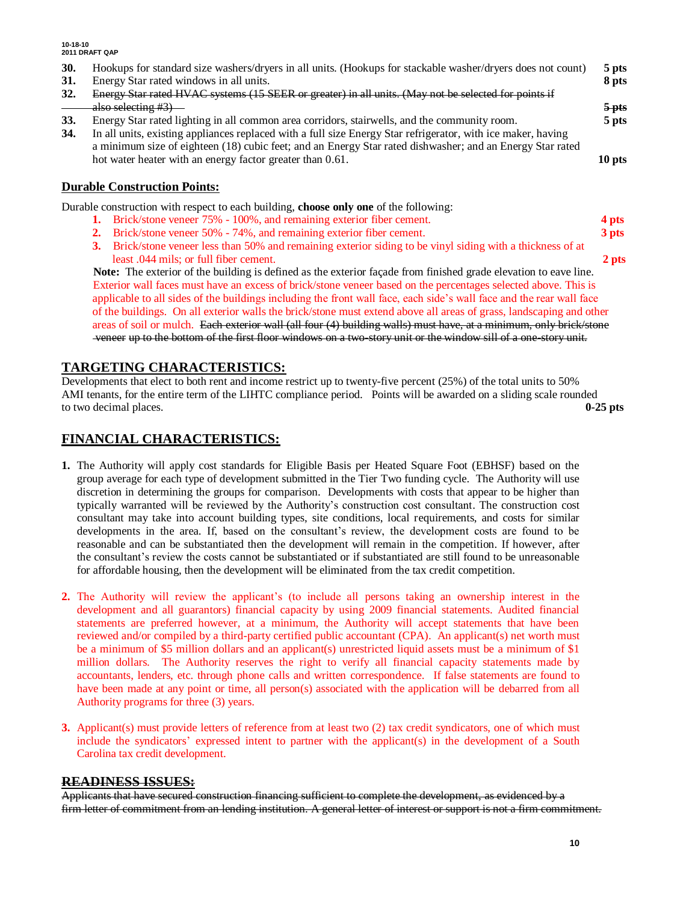30. Hookups for standard size washers/dryers in all units. (Hookups for stackable washer/dryers does not count) **5 pts**
31. Energy Star rated windows in all units. **8 pts**
32. ~~Energy Star rated HVAC systems (15 SEER or greater) in all units. (May not be selected for points if also selecting #3)~~ ~~**5 pts**~~
33. Energy Star rated lighting in all common area corridors, stairwells, and the community room. **5 pts**
34. In all units, existing appliances replaced with a full size Energy Star refrigerator, with ice maker, having a minimum size of eighteen (18) cubic feet; and an Energy Star rated dishwasher; and an Energy Star rated hot water heater with an energy factor greater than 0.61. **10 pts**

**Durable Construction Points:**

Durable construction with respect to each building, **choose only one** of the following:

1. Brick/stone veneer 75% - 100%, and remaining exterior fiber cement. **4 pts**
2. Brick/stone veneer 50% - 74%, and remaining exterior fiber cement. **3 pts**
3. Brick/stone veneer less than 50% and remaining exterior siding to be vinyl siding with a thickness of at least .044 mils; or full fiber cement. **2 pts**

**Note:** The exterior of the building is defined as the exterior façade from finished grade elevation to eave line. Exterior wall faces must have an excess of brick/stone veneer based on the percentages selected above. This is applicable to all sides of the buildings including the front wall face, each side's wall face and the rear wall face of the buildings. On all exterior walls the brick/stone must extend above all areas of grass, landscaping and other areas of soil or mulch. ~~Each exterior wall (all four (4) building walls) must have, at a minimum, only brick/stone veneer up to the bottom of the first floor windows on a two-story unit or the window sill of a one-story unit.~~

## TARGETING CHARACTERISTICS:

Developments that elect to both rent and income restrict up to twenty-five percent (25%) of the total units to 50% AMI tenants, for the entire term of the LIHTC compliance period. Points will be awarded on a sliding scale rounded to two decimal places. **0-25 pts**

## FINANCIAL CHARACTERISTICS:

1. The Authority will apply cost standards for Eligible Basis per Heated Square Foot (EBHSF) based on the group average for each type of development submitted in the Tier Two funding cycle. The Authority will use discretion in determining the groups for comparison. Developments with costs that appear to be higher than typically warranted will be reviewed by the Authority's construction cost consultant. The construction cost consultant may take into account building types, site conditions, local requirements, and costs for similar developments in the area. If, based on the consultant's review, the development costs are found to be reasonable and can be substantiated then the development will remain in the competition. If however, after the consultant's review the costs cannot be substantiated or if substantiated are still found to be unreasonable for affordable housing, then the development will be eliminated from the tax credit competition.

2. The Authority will review the applicant's (to include all persons taking an ownership interest in the development and all guarantors) financial capacity by using 2009 financial statements. Audited financial statements are preferred however, at a minimum, the Authority will accept statements that have been reviewed and/or compiled by a third-party certified public accountant (CPA). An applicant(s) net worth must be a minimum of $5 million dollars and an applicant(s) unrestricted liquid assets must be a minimum of $1 million dollars. The Authority reserves the right to verify all financial capacity statements made by accountants, lenders, etc. through phone calls and written correspondence. If false statements are found to have been made at any point or time, all person(s) associated with the application will be debarred from all Authority programs for three (3) years.

3. Applicant(s) must provide letters of reference from at least two (2) tax credit syndicators, one of which must include the syndicators' expressed intent to partner with the applicant(s) in the development of a South Carolina tax credit development.

**~~READINESS ISSUES:~~**

~~Applicants that have secured construction financing sufficient to complete the development, as evidenced by a firm letter of commitment from an lending institution. A general letter of interest or support is not a firm commitment.~~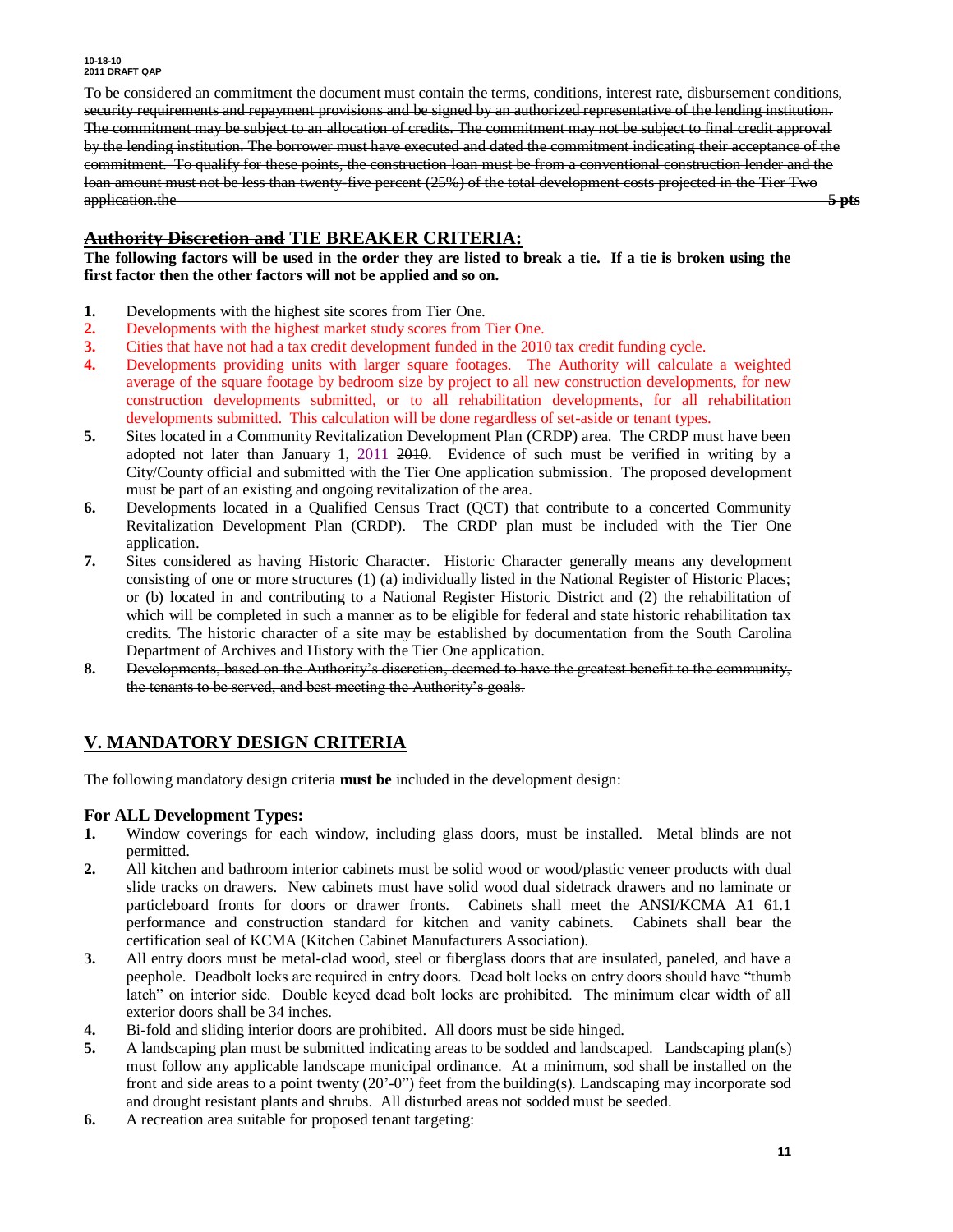~~To be considered an commitment the document must contain the terms, conditions, interest rate, disbursement conditions, security requirements and repayment provisions and be signed by an authorized representative of the lending institution. The commitment may be subject to an allocation of credits. The commitment may not be subject to final credit approval by the lending institution. The borrower must have executed and dated the commitment indicating their acceptance of the commitment. To qualify for these points, the construction loan must be from a conventional construction lender and the loan amount must not be less than twenty-five percent (25%) of the total development costs projected in the Tier Two application.the 5 pts~~

## ~~Authority Discretion and~~ TIE BREAKER CRITERIA:

**The following factors will be used in the order they are listed to break a tie. If a tie is broken using the first factor then the other factors will not be applied and so on.**

1. Developments with the highest site scores from Tier One.
2. Developments with the highest market study scores from Tier One.
3. Cities that have not had a tax credit development funded in the 2010 tax credit funding cycle.
4. Developments providing units with larger square footages. The Authority will calculate a weighted average of the square footage by bedroom size by project to all new construction developments, for new construction developments submitted, or to all rehabilitation developments, for all rehabilitation developments submitted. This calculation will be done regardless of set-aside or tenant types.
5. Sites located in a Community Revitalization Development Plan (CRDP) area. The CRDP must have been adopted not later than January 1, 2011 ~~2010~~. Evidence of such must be verified in writing by a City/County official and submitted with the Tier One application submission. The proposed development must be part of an existing and ongoing revitalization of the area.
6. Developments located in a Qualified Census Tract (QCT) that contribute to a concerted Community Revitalization Development Plan (CRDP). The CRDP plan must be included with the Tier One application.
7. Sites considered as having Historic Character. Historic Character generally means any development consisting of one or more structures (1) (a) individually listed in the National Register of Historic Places; or (b) located in and contributing to a National Register Historic District and (2) the rehabilitation of which will be completed in such a manner as to be eligible for federal and state historic rehabilitation tax credits. The historic character of a site may be established by documentation from the South Carolina Department of Archives and History with the Tier One application.
8. ~~Developments, based on the Authority's discretion, deemed to have the greatest benefit to the community, the tenants to be served, and best meeting the Authority's goals.~~

## V. MANDATORY DESIGN CRITERIA

The following mandatory design criteria **must be** included in the development design:

### For ALL Development Types:

1. Window coverings for each window, including glass doors, must be installed. Metal blinds are not permitted.
2. All kitchen and bathroom interior cabinets must be solid wood or wood/plastic veneer products with dual slide tracks on drawers. New cabinets must have solid wood dual sidetrack drawers and no laminate or particleboard fronts for doors or drawer fronts. Cabinets shall meet the ANSI/KCMA A1 61.1 performance and construction standard for kitchen and vanity cabinets. Cabinets shall bear the certification seal of KCMA (Kitchen Cabinet Manufacturers Association).
3. All entry doors must be metal-clad wood, steel or fiberglass doors that are insulated, paneled, and have a peephole. Deadbolt locks are required in entry doors. Dead bolt locks on entry doors should have "thumb latch" on interior side. Double keyed dead bolt locks are prohibited. The minimum clear width of all exterior doors shall be 34 inches.
4. Bi-fold and sliding interior doors are prohibited. All doors must be side hinged.
5. A landscaping plan must be submitted indicating areas to be sodded and landscaped. Landscaping plan(s) must follow any applicable landscape municipal ordinance. At a minimum, sod shall be installed on the front and side areas to a point twenty (20'-0") feet from the building(s). Landscaping may incorporate sod and drought resistant plants and shrubs. All disturbed areas not sodded must be seeded.
6. A recreation area suitable for proposed tenant targeting: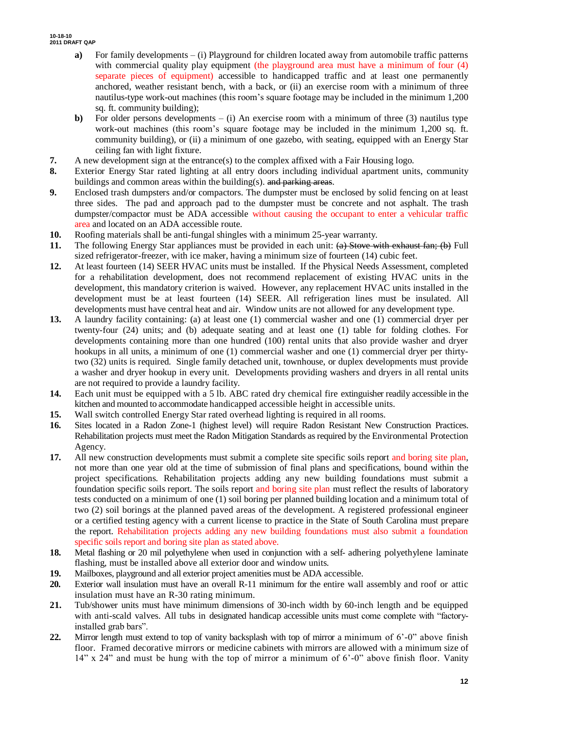- **a)** For family developments – (i) Playground for children located away from automobile traffic patterns with commercial quality play equipment (the playground area must have a minimum of four (4) separate pieces of equipment) accessible to handicapped traffic and at least one permanently anchored, weather resistant bench, with a back, or (ii) an exercise room with a minimum of three nautilus-type work-out machines (this room's square footage may be included in the minimum 1,200 sq. ft. community building);
- **b)** For older persons developments – (i) An exercise room with a minimum of three (3) nautilus type work-out machines (this room's square footage may be included in the minimum 1,200 sq. ft. community building), or (ii) a minimum of one gazebo, with seating, equipped with an Energy Star ceiling fan with light fixture.

**7.** A new development sign at the entrance(s) to the complex affixed with a Fair Housing logo.

**8.** Exterior Energy Star rated lighting at all entry doors including individual apartment units, community buildings and common areas within the building(s). ~~and parking areas~~.

**9.** Enclosed trash dumpsters and/or compactors. The dumpster must be enclosed by solid fencing on at least three sides. The pad and approach pad to the dumpster must be concrete and not asphalt. The trash dumpster/compactor must be ADA accessible without causing the occupant to enter a vehicular traffic area and located on an ADA accessible route.

**10.** Roofing materials shall be anti-fungal shingles with a minimum 25-year warranty.

**11.** The following Energy Star appliances must be provided in each unit: ~~(a) Stove with exhaust fan; (b)~~ Full sized refrigerator-freezer, with ice maker, having a minimum size of fourteen (14) cubic feet.

**12.** At least fourteen (14) SEER HVAC units must be installed. If the Physical Needs Assessment, completed for a rehabilitation development, does not recommend replacement of existing HVAC units in the development, this mandatory criterion is waived. However, any replacement HVAC units installed in the development must be at least fourteen (14) SEER. All refrigeration lines must be insulated. All developments must have central heat and air. Window units are not allowed for any development type.

**13.** A laundry facility containing: (a) at least one (1) commercial washer and one (1) commercial dryer per twenty-four (24) units; and (b) adequate seating and at least one (1) table for folding clothes. For developments containing more than one hundred (100) rental units that also provide washer and dryer hookups in all units, a minimum of one (1) commercial washer and one (1) commercial dryer per thirty-two (32) units is required. Single family detached unit, townhouse, or duplex developments must provide a washer and dryer hookup in every unit. Developments providing washers and dryers in all rental units are not required to provide a laundry facility.

**14.** Each unit must be equipped with a 5 lb. ABC rated dry chemical fire extinguisher readily accessible in the kitchen and mounted to accommodate handicapped accessible height in accessible units.

**15.** Wall switch controlled Energy Star rated overhead lighting is required in all rooms.

**16.** Sites located in a Radon Zone-1 (highest level) will require Radon Resistant New Construction Practices. Rehabilitation projects must meet the Radon Mitigation Standards as required by the Environmental Protection Agency.

**17.** All new construction developments must submit a complete site specific soils report and boring site plan, not more than one year old at the time of submission of final plans and specifications, bound within the project specifications. Rehabilitation projects adding any new building foundations must submit a foundation specific soils report. The soils report and boring site plan must reflect the results of laboratory tests conducted on a minimum of one (1) soil boring per planned building location and a minimum total of two (2) soil borings at the planned paved areas of the development. A registered professional engineer or a certified testing agency with a current license to practice in the State of South Carolina must prepare the report. Rehabilitation projects adding any new building foundations must also submit a foundation specific soils report and boring site plan as stated above.

**18.** Metal flashing or 20 mil polyethylene when used in conjunction with a self- adhering polyethylene laminate flashing, must be installed above all exterior door and window units.

**19.** Mailboxes, playground and all exterior project amenities must be ADA accessible.

**20.** Exterior wall insulation must have an overall R-11 minimum for the entire wall assembly and roof or attic insulation must have an R-30 rating minimum.

**21.** Tub/shower units must have minimum dimensions of 30-inch width by 60-inch length and be equipped with anti-scald valves. All tubs in designated handicap accessible units must come complete with "factory-installed grab bars".

**22.** Mirror length must extend to top of vanity backsplash with top of mirror a minimum of 6'-0" above finish floor. Framed decorative mirrors or medicine cabinets with mirrors are allowed with a minimum size of 14" x 24" and must be hung with the top of mirror a minimum of 6'-0" above finish floor. Vanity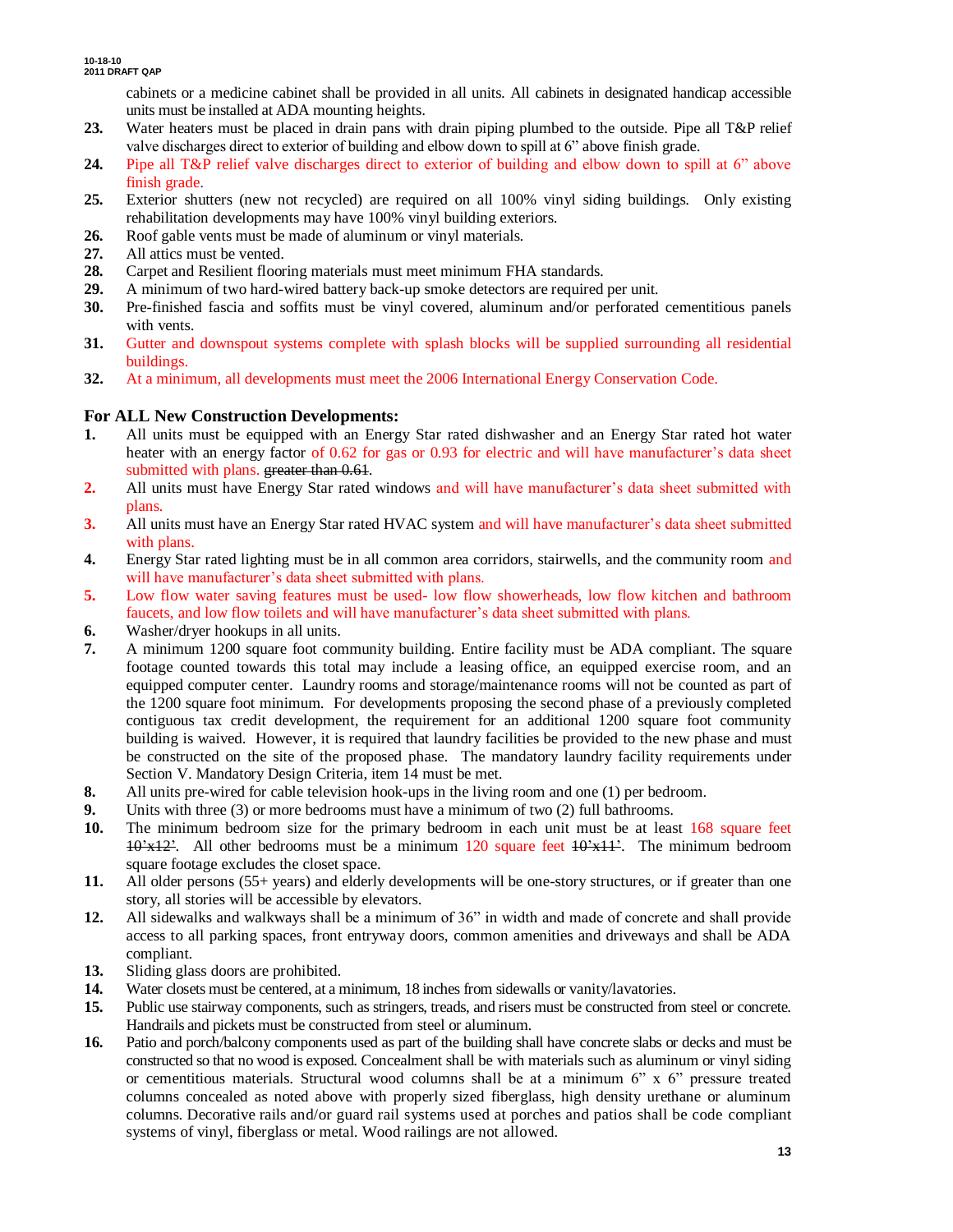cabinets or a medicine cabinet shall be provided in all units. All cabinets in designated handicap accessible units must be installed at ADA mounting heights.

**23.** Water heaters must be placed in drain pans with drain piping plumbed to the outside. Pipe all T&P relief valve discharges direct to exterior of building and elbow down to spill at 6" above finish grade.

**24.** Pipe all T&P relief valve discharges direct to exterior of building and elbow down to spill at 6" above finish grade.

**25.** Exterior shutters (new not recycled) are required on all 100% vinyl siding buildings. Only existing rehabilitation developments may have 100% vinyl building exteriors.

**26.** Roof gable vents must be made of aluminum or vinyl materials.

**27.** All attics must be vented.

**28.** Carpet and Resilient flooring materials must meet minimum FHA standards.

**29.** A minimum of two hard-wired battery back-up smoke detectors are required per unit.

**30.** Pre-finished fascia and soffits must be vinyl covered, aluminum and/or perforated cementitious panels with vents.

**31.** Gutter and downspout systems complete with splash blocks will be supplied surrounding all residential buildings.

**32.** At a minimum, all developments must meet the 2006 International Energy Conservation Code.

## For ALL New Construction Developments:

**1.** All units must be equipped with an Energy Star rated dishwasher and an Energy Star rated hot water heater with an energy factor of 0.62 for gas or 0.93 for electric and will have manufacturer's data sheet submitted with plans. ~~greater than 0.61~~.

**2.** All units must have Energy Star rated windows and will have manufacturer's data sheet submitted with plans.

**3.** All units must have an Energy Star rated HVAC system and will have manufacturer's data sheet submitted with plans.

**4.** Energy Star rated lighting must be in all common area corridors, stairwells, and the community room and will have manufacturer's data sheet submitted with plans.

**5.** Low flow water saving features must be used- low flow showerheads, low flow kitchen and bathroom faucets, and low flow toilets and will have manufacturer's data sheet submitted with plans.

**6.** Washer/dryer hookups in all units.

**7.** A minimum 1200 square foot community building. Entire facility must be ADA compliant. The square footage counted towards this total may include a leasing office, an equipped exercise room, and an equipped computer center. Laundry rooms and storage/maintenance rooms will not be counted as part of the 1200 square foot minimum. For developments proposing the second phase of a previously completed contiguous tax credit development, the requirement for an additional 1200 square foot community building is waived. However, it is required that laundry facilities be provided to the new phase and must be constructed on the site of the proposed phase. The mandatory laundry facility requirements under Section V. Mandatory Design Criteria, item 14 must be met.

**8.** All units pre-wired for cable television hook-ups in the living room and one (1) per bedroom.

**9.** Units with three (3) or more bedrooms must have a minimum of two (2) full bathrooms.

**10.** The minimum bedroom size for the primary bedroom in each unit must be at least 168 square feet ~~10'x12'~~. All other bedrooms must be a minimum 120 square feet ~~10'x11'~~. The minimum bedroom square footage excludes the closet space.

**11.** All older persons (55+ years) and elderly developments will be one-story structures, or if greater than one story, all stories will be accessible by elevators.

**12.** All sidewalks and walkways shall be a minimum of 36" in width and made of concrete and shall provide access to all parking spaces, front entryway doors, common amenities and driveways and shall be ADA compliant.

**13.** Sliding glass doors are prohibited.

**14.** Water closets must be centered, at a minimum, 18 inches from sidewalls or vanity/lavatories.

**15.** Public use stairway components, such as stringers, treads, and risers must be constructed from steel or concrete. Handrails and pickets must be constructed from steel or aluminum.

**16.** Patio and porch/balcony components used as part of the building shall have concrete slabs or decks and must be constructed so that no wood is exposed. Concealment shall be with materials such as aluminum or vinyl siding or cementitious materials. Structural wood columns shall be at a minimum 6" x 6" pressure treated columns concealed as noted above with properly sized fiberglass, high density urethane or aluminum columns. Decorative rails and/or guard rail systems used at porches and patios shall be code compliant systems of vinyl, fiberglass or metal. Wood railings are not allowed.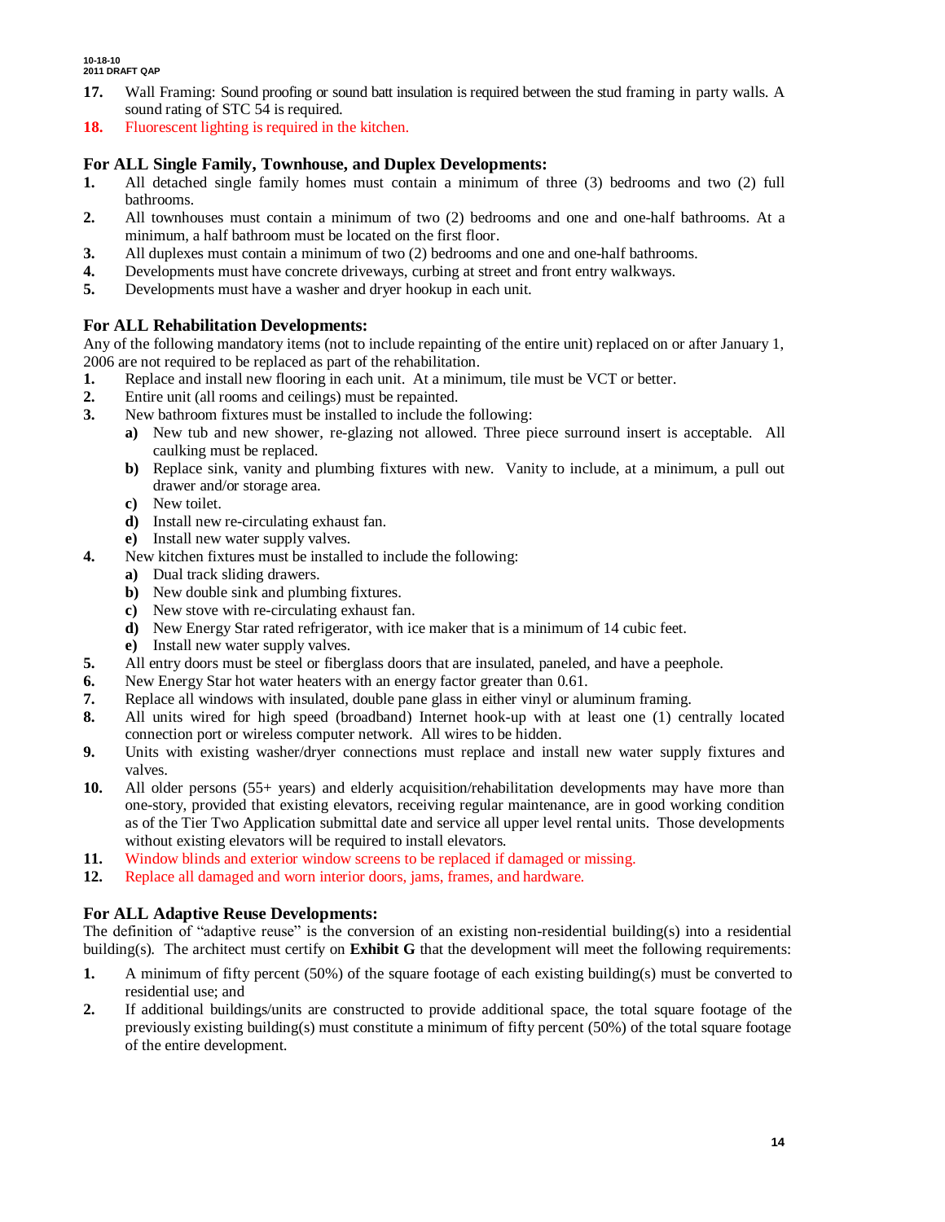17. Wall Framing: Sound proofing or sound batt insulation is required between the stud framing in party walls. A sound rating of STC 54 is required.
18. Fluorescent lighting is required in the kitchen.

### For ALL Single Family, Townhouse, and Duplex Developments:

1. All detached single family homes must contain a minimum of three (3) bedrooms and two (2) full bathrooms.
2. All townhouses must contain a minimum of two (2) bedrooms and one and one-half bathrooms. At a minimum, a half bathroom must be located on the first floor.
3. All duplexes must contain a minimum of two (2) bedrooms and one and one-half bathrooms.
4. Developments must have concrete driveways, curbing at street and front entry walkways.
5. Developments must have a washer and dryer hookup in each unit.

### For ALL Rehabilitation Developments:

Any of the following mandatory items (not to include repainting of the entire unit) replaced on or after January 1, 2006 are not required to be replaced as part of the rehabilitation.

1. Replace and install new flooring in each unit. At a minimum, tile must be VCT or better.
2. Entire unit (all rooms and ceilings) must be repainted.
3. New bathroom fixtures must be installed to include the following:
   a) New tub and new shower, re-glazing not allowed. Three piece surround insert is acceptable. All caulking must be replaced.
   b) Replace sink, vanity and plumbing fixtures with new. Vanity to include, at a minimum, a pull out drawer and/or storage area.
   c) New toilet.
   d) Install new re-circulating exhaust fan.
   e) Install new water supply valves.
4. New kitchen fixtures must be installed to include the following:
   a) Dual track sliding drawers.
   b) New double sink and plumbing fixtures.
   c) New stove with re-circulating exhaust fan.
   d) New Energy Star rated refrigerator, with ice maker that is a minimum of 14 cubic feet.
   e) Install new water supply valves.
5. All entry doors must be steel or fiberglass doors that are insulated, paneled, and have a peephole.
6. New Energy Star hot water heaters with an energy factor greater than 0.61.
7. Replace all windows with insulated, double pane glass in either vinyl or aluminum framing.
8. All units wired for high speed (broadband) Internet hook-up with at least one (1) centrally located connection port or wireless computer network. All wires to be hidden.
9. Units with existing washer/dryer connections must replace and install new water supply fixtures and valves.
10. All older persons (55+ years) and elderly acquisition/rehabilitation developments may have more than one-story, provided that existing elevators, receiving regular maintenance, are in good working condition as of the Tier Two Application submittal date and service all upper level rental units. Those developments without existing elevators will be required to install elevators.
11. Window blinds and exterior window screens to be replaced if damaged or missing.
12. Replace all damaged and worn interior doors, jams, frames, and hardware.

### For ALL Adaptive Reuse Developments:

The definition of "adaptive reuse" is the conversion of an existing non-residential building(s) into a residential building(s). The architect must certify on **Exhibit G** that the development will meet the following requirements:

1. A minimum of fifty percent (50%) of the square footage of each existing building(s) must be converted to residential use; and
2. If additional buildings/units are constructed to provide additional space, the total square footage of the previously existing building(s) must constitute a minimum of fifty percent (50%) of the total square footage of the entire development.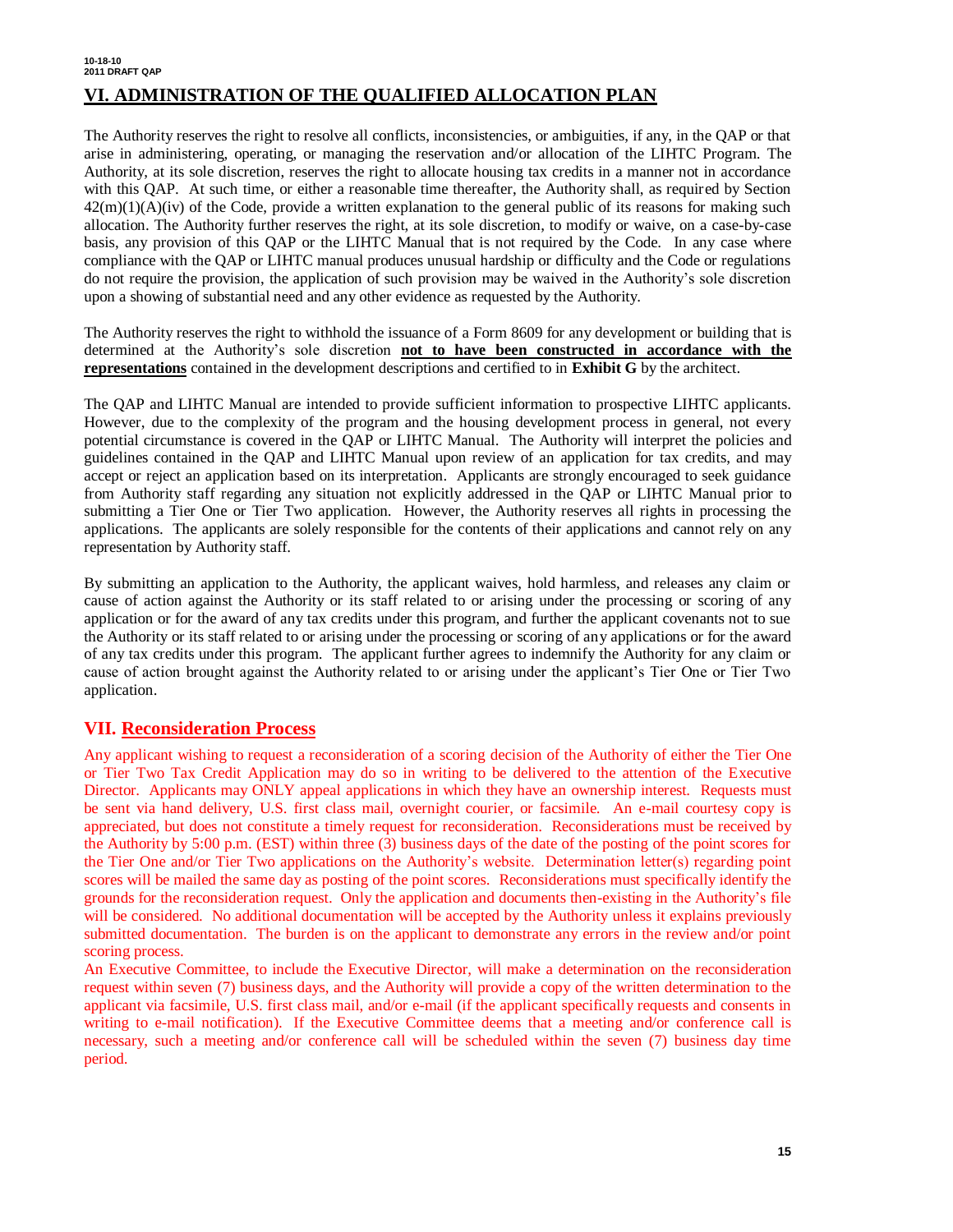## VI. ADMINISTRATION OF THE QUALIFIED ALLOCATION PLAN

The Authority reserves the right to resolve all conflicts, inconsistencies, or ambiguities, if any, in the QAP or that arise in administering, operating, or managing the reservation and/or allocation of the LIHTC Program. The Authority, at its sole discretion, reserves the right to allocate housing tax credits in a manner not in accordance with this QAP. At such time, or either a reasonable time thereafter, the Authority shall, as required by Section 42(m)(1)(A)(iv) of the Code, provide a written explanation to the general public of its reasons for making such allocation. The Authority further reserves the right, at its sole discretion, to modify or waive, on a case-by-case basis, any provision of this QAP or the LIHTC Manual that is not required by the Code. In any case where compliance with the QAP or LIHTC manual produces unusual hardship or difficulty and the Code or regulations do not require the provision, the application of such provision may be waived in the Authority's sole discretion upon a showing of substantial need and any other evidence as requested by the Authority.

The Authority reserves the right to withhold the issuance of a Form 8609 for any development or building that is determined at the Authority's sole discretion **not to have been constructed in accordance with the representations** contained in the development descriptions and certified to in **Exhibit G** by the architect.

The QAP and LIHTC Manual are intended to provide sufficient information to prospective LIHTC applicants. However, due to the complexity of the program and the housing development process in general, not every potential circumstance is covered in the QAP or LIHTC Manual. The Authority will interpret the policies and guidelines contained in the QAP and LIHTC Manual upon review of an application for tax credits, and may accept or reject an application based on its interpretation. Applicants are strongly encouraged to seek guidance from Authority staff regarding any situation not explicitly addressed in the QAP or LIHTC Manual prior to submitting a Tier One or Tier Two application. However, the Authority reserves all rights in processing the applications. The applicants are solely responsible for the contents of their applications and cannot rely on any representation by Authority staff.

By submitting an application to the Authority, the applicant waives, hold harmless, and releases any claim or cause of action against the Authority or its staff related to or arising under the processing or scoring of any application or for the award of any tax credits under this program, and further the applicant covenants not to sue the Authority or its staff related to or arising under the processing or scoring of any applications or for the award of any tax credits under this program. The applicant further agrees to indemnify the Authority for any claim or cause of action brought against the Authority related to or arising under the applicant's Tier One or Tier Two application.

## VII. Reconsideration Process

Any applicant wishing to request a reconsideration of a scoring decision of the Authority of either the Tier One or Tier Two Tax Credit Application may do so in writing to be delivered to the attention of the Executive Director. Applicants may ONLY appeal applications in which they have an ownership interest. Requests must be sent via hand delivery, U.S. first class mail, overnight courier, or facsimile. An e-mail courtesy copy is appreciated, but does not constitute a timely request for reconsideration. Reconsiderations must be received by the Authority by 5:00 p.m. (EST) within three (3) business days of the date of the posting of the point scores for the Tier One and/or Tier Two applications on the Authority's website. Determination letter(s) regarding point scores will be mailed the same day as posting of the point scores. Reconsiderations must specifically identify the grounds for the reconsideration request. Only the application and documents then-existing in the Authority's file will be considered. No additional documentation will be accepted by the Authority unless it explains previously submitted documentation. The burden is on the applicant to demonstrate any errors in the review and/or point scoring process.

An Executive Committee, to include the Executive Director, will make a determination on the reconsideration request within seven (7) business days, and the Authority will provide a copy of the written determination to the applicant via facsimile, U.S. first class mail, and/or e-mail (if the applicant specifically requests and consents in writing to e-mail notification). If the Executive Committee deems that a meeting and/or conference call is necessary, such a meeting and/or conference call will be scheduled within the seven (7) business day time period.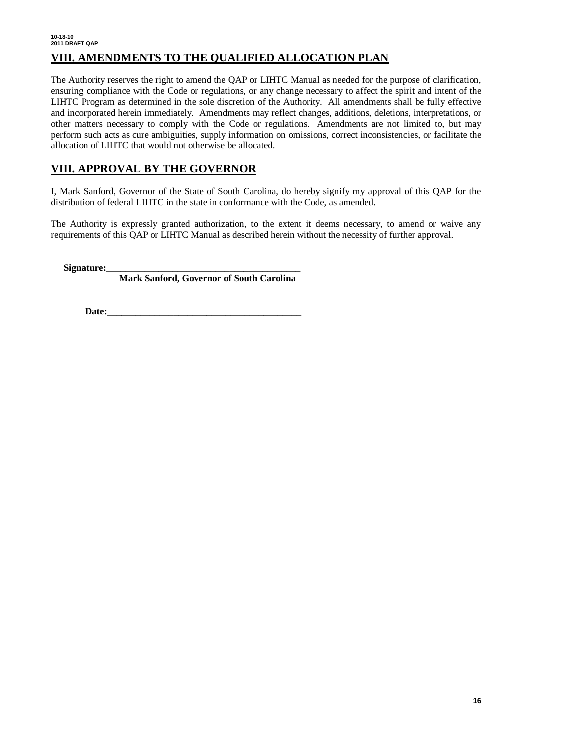## VIII. AMENDMENTS TO THE QUALIFIED ALLOCATION PLAN

The Authority reserves the right to amend the QAP or LIHTC Manual as needed for the purpose of clarification, ensuring compliance with the Code or regulations, or any change necessary to affect the spirit and intent of the LIHTC Program as determined in the sole discretion of the Authority. All amendments shall be fully effective and incorporated herein immediately. Amendments may reflect changes, additions, deletions, interpretations, or other matters necessary to comply with the Code or regulations. Amendments are not limited to, but may perform such acts as cure ambiguities, supply information on omissions, correct inconsistencies, or facilitate the allocation of LIHTC that would not otherwise be allocated.

## VIII. APPROVAL BY THE GOVERNOR

I, Mark Sanford, Governor of the State of South Carolina, do hereby signify my approval of this QAP for the distribution of federal LIHTC in the state in conformance with the Code, as amended.

The Authority is expressly granted authorization, to the extent it deems necessary, to amend or waive any requirements of this QAP or LIHTC Manual as described herein without the necessity of further approval.

**Signature:\_\_\_\_\_\_\_\_\_\_\_\_\_\_\_\_\_\_\_\_\_\_\_\_\_\_\_\_\_\_\_\_\_\_\_\_\_\_\_\_**
**Mark Sanford, Governor of South Carolina**

**Date:\_\_\_\_\_\_\_\_\_\_\_\_\_\_\_\_\_\_\_\_\_\_\_\_\_\_\_\_\_\_\_\_\_\_\_\_\_\_\_\_**